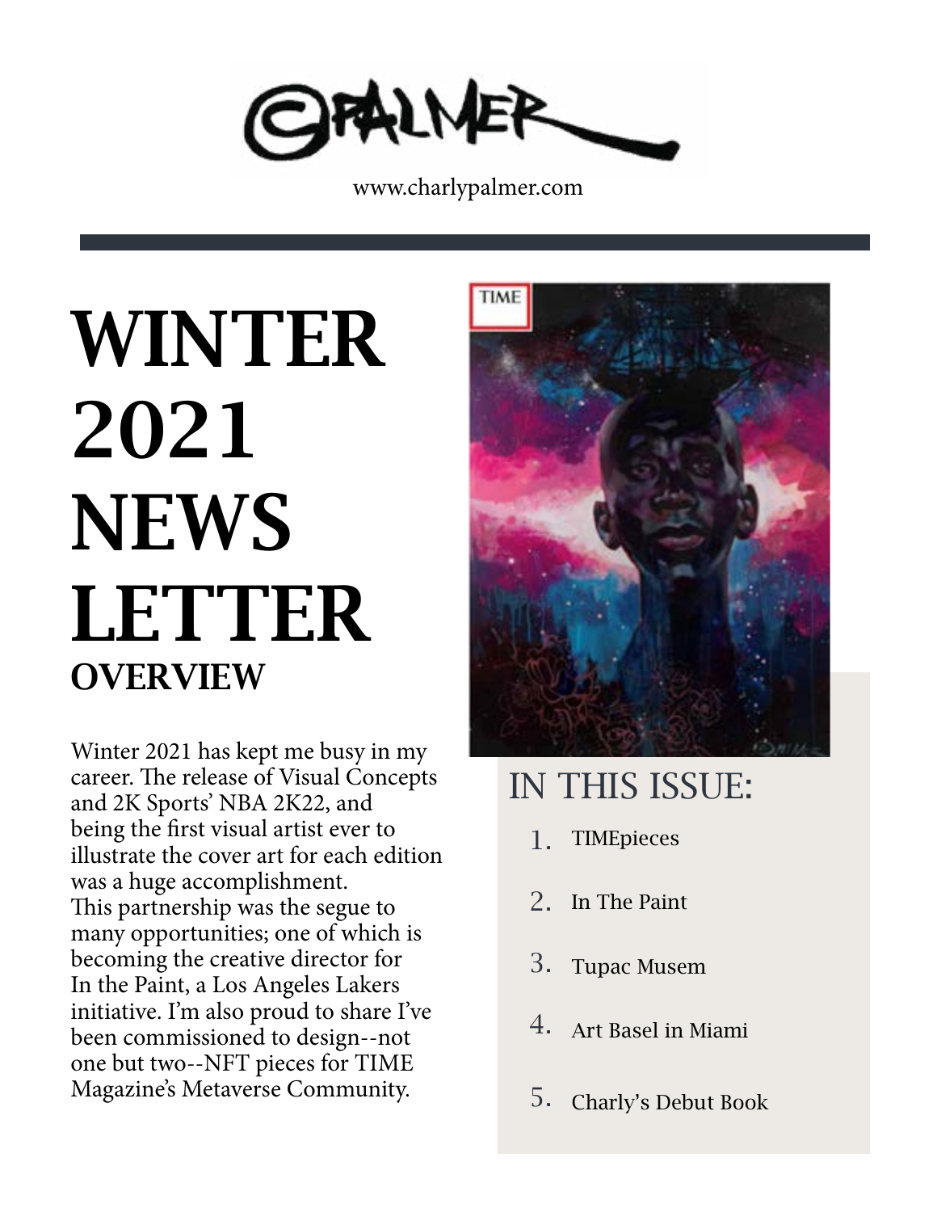©PALMER

www.charlypalmer.com

# WINTER 2021 NEWS LETTER

## OVERVIEW

Winter 2021 has kept me busy in my career. The release of Visual Concepts and 2K Sports' NBA 2K22, and being the first visual artist ever to illustrate the cover art for each edition was a huge accomplishment. This partnership was the segue to many opportunities; one of which is becoming the creative director for In the Paint, a Los Angeles Lakers initiative. I'm also proud to share I've been commissioned to design--not one but two--NFT pieces for TIME Magazine's Metaverse Community.

## IN THIS ISSUE:

1. TIMEpieces
2. In The Paint
3. Tupac Musem
4. Art Basel in Miami
5. Charly's Debut Book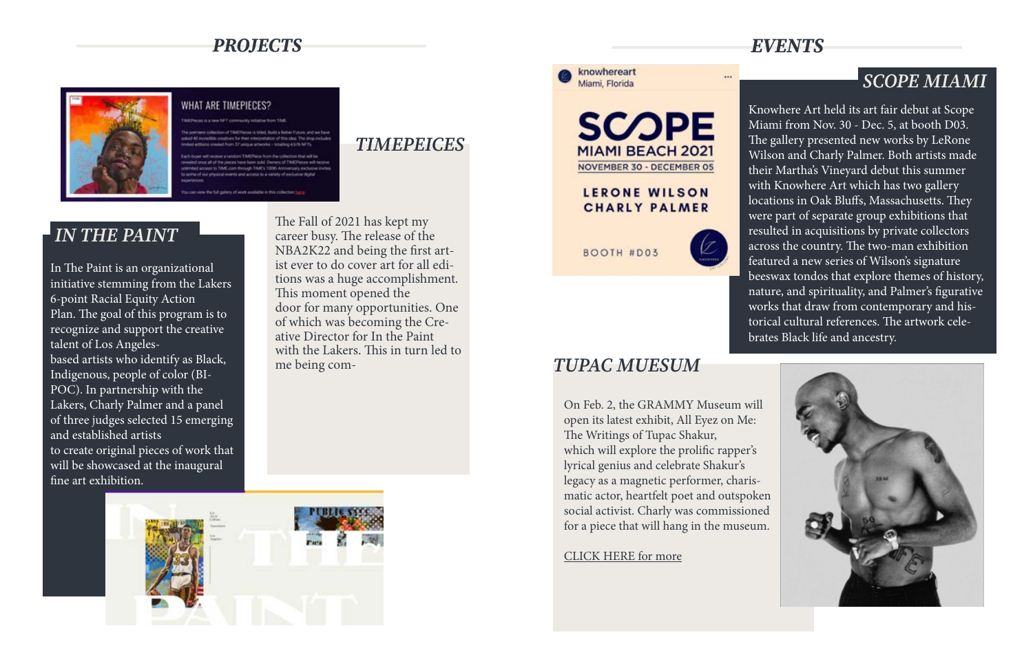## *PROJECTS*

### *TIMEPEICES*

The Fall of 2021 has kept my career busy. The release of the NBA2K22 and being the first artist ever to do cover art for all editions was a huge accomplishment. This moment opened the door for many opportunities. One of which was becoming the Creative Director for In the Paint with the Lakers. This in turn led to me being com-

### *IN THE PAINT*

In The Paint is an organizational initiative stemming from the Lakers 6-point Racial Equity Action Plan. The goal of this program is to recognize and support the creative talent of Los Angeles-based artists who identify as Black, Indigenous, people of color (BIPOC). In partnership with the Lakers, Charly Palmer and a panel of three judges selected 15 emerging and established artists to create original pieces of work that will be showcased at the inaugural fine art exhibition.

## *EVENTS*

### *SCOPE MIAMI*

Knowhere Art held its art fair debut at Scope Miami from Nov. 30 - Dec. 5, at booth D03. The gallery presented new works by LeRone Wilson and Charly Palmer. Both artists made their Martha's Vineyard debut this summer with Knowhere Art which has two gallery locations in Oak Bluffs, Massachusetts. They were part of separate group exhibitions that resulted in acquisitions by private collectors across the country. The two-man exhibition featured a new series of Wilson's signature beeswax tondos that explore themes of history, nature, and spirituality, and Palmer's figurative works that draw from contemporary and historical cultural references. The artwork celebrates Black life and ancestry.

### *TUPAC MUESUM*

On Feb. 2, the GRAMMY Museum will open its latest exhibit, All Eyez on Me: The Writings of Tupac Shakur, which will explore the prolific rapper's lyrical genius and celebrate Shakur's legacy as a magnetic performer, charismatic actor, heartfelt poet and outspoken social activist. Charly was commissioned for a piece that will hang in the museum.

CLICK HERE for more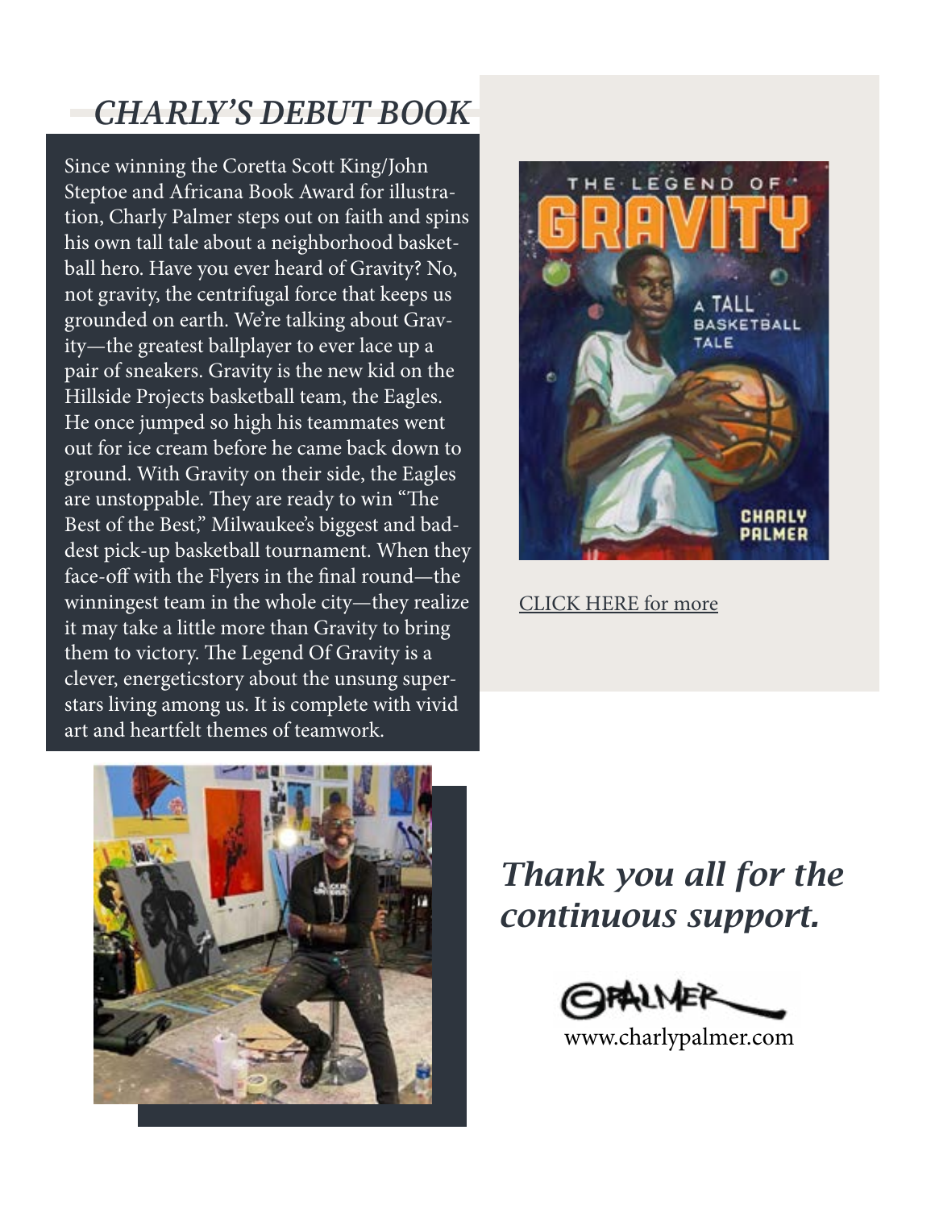## CHARLY'S DEBUT BOOK

Since winning the Coretta Scott King/John Steptoe and Africana Book Award for illustration, Charly Palmer steps out on faith and spins his own tall tale about a neighborhood basketball hero. Have you ever heard of Gravity? No, not gravity, the centrifugal force that keeps us grounded on earth. We're talking about Gravity—the greatest ballplayer to ever lace up a pair of sneakers. Gravity is the new kid on the Hillside Projects basketball team, the Eagles. He once jumped so high his teammates went out for ice cream before he came back down to ground. With Gravity on their side, the Eagles are unstoppable. They are ready to win "The Best of the Best," Milwaukee's biggest and baddest pick-up basketball tournament. When they face-off with the Flyers in the final round—the winningest team in the whole city—they realize it may take a little more than Gravity to bring them to victory. The Legend Of Gravity is a clever, energeticstory about the unsung superstars living among us. It is complete with vivid art and heartfelt themes of teamwork.

THE LEGEND OF GRAVITY

A TALL BASKETBALL TALE

CHARLY PALMER

CLICK HERE for more

*Thank you all for the continuous support.*

©PALMER

www.charlypalmer.com